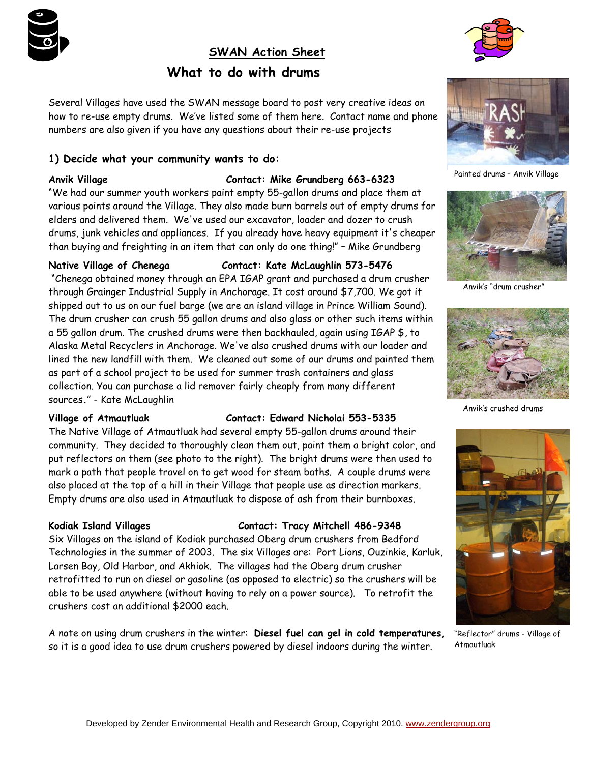## SWAN Action Sheet

# What to do with drums

Several Villages have used the SWAN message board to post very creative ideas on how to re-use empty drums. We've listed some of them here. Contact name and phone numbers are also given if you have any questions about their re-use projects

### 1) Decide what your community wants to do:

**Anvik Village** **Contact: Mike Grundberg 663-6323**

"We had our summer youth workers paint empty 55-gallon drums and place them at various points around the Village. They also made burn barrels out of empty drums for elders and delivered them. We've used our excavator, loader and dozer to crush drums, junk vehicles and appliances. If you already have heavy equipment it's cheaper than buying and freighting in an item that can only do one thing!" – Mike Grundberg

**Native Village of Chenega** **Contact: Kate McLaughlin 573-5476**

"Chenega obtained money through an EPA IGAP grant and purchased a drum crusher through Grainger Industrial Supply in Anchorage. It cost around $7,700. We got it shipped out to us on our fuel barge (we are an island village in Prince William Sound). The drum crusher can crush 55 gallon drums and also glass or other such items within a 55 gallon drum. The crushed drums were then backhauled, again using IGAP $, to Alaska Metal Recyclers in Anchorage. We've also crushed drums with our loader and lined the new landfill with them. We cleaned out some of our drums and painted them as part of a school project to be used for summer trash containers and glass collection. You can purchase a lid remover fairly cheaply from many different sources." - Kate McLaughlin

**Village of Atmautluak** **Contact: Edward Nicholai 553-5335**

The Native Village of Atmautluak had several empty 55-gallon drums around their community. They decided to thoroughly clean them out, paint them a bright color, and put reflectors on them (see photo to the right). The bright drums were then used to mark a path that people travel on to get wood for steam baths. A couple drums were also placed at the top of a hill in their Village that people use as direction markers. Empty drums are also used in Atmautluak to dispose of ash from their burnboxes.

**Kodiak Island Villages** **Contact: Tracy Mitchell 486-9348**

Six Villages on the island of Kodiak purchased Oberg drum crushers from Bedford Technologies in the summer of 2003. The six Villages are: Port Lions, Ouzinkie, Karluk, Larsen Bay, Old Harbor, and Akhiok. The villages had the Oberg drum crusher retrofitted to run on diesel or gasoline (as opposed to electric) so the crushers will be able to be used anywhere (without having to rely on a power source). To retrofit the crushers cost an additional $2000 each.

A note on using drum crushers in the winter: **Diesel fuel can gel in cold temperatures**, so it is a good idea to use drum crushers powered by diesel indoors during the winter.

Painted drums – Anvik Village

Anvik's "drum crusher"

Anvik's crushed drums

"Reflector" drums - Village of Atmautluak

Developed by Zender Environmental Health and Research Group, Copyright 2010. www.zendergroup.org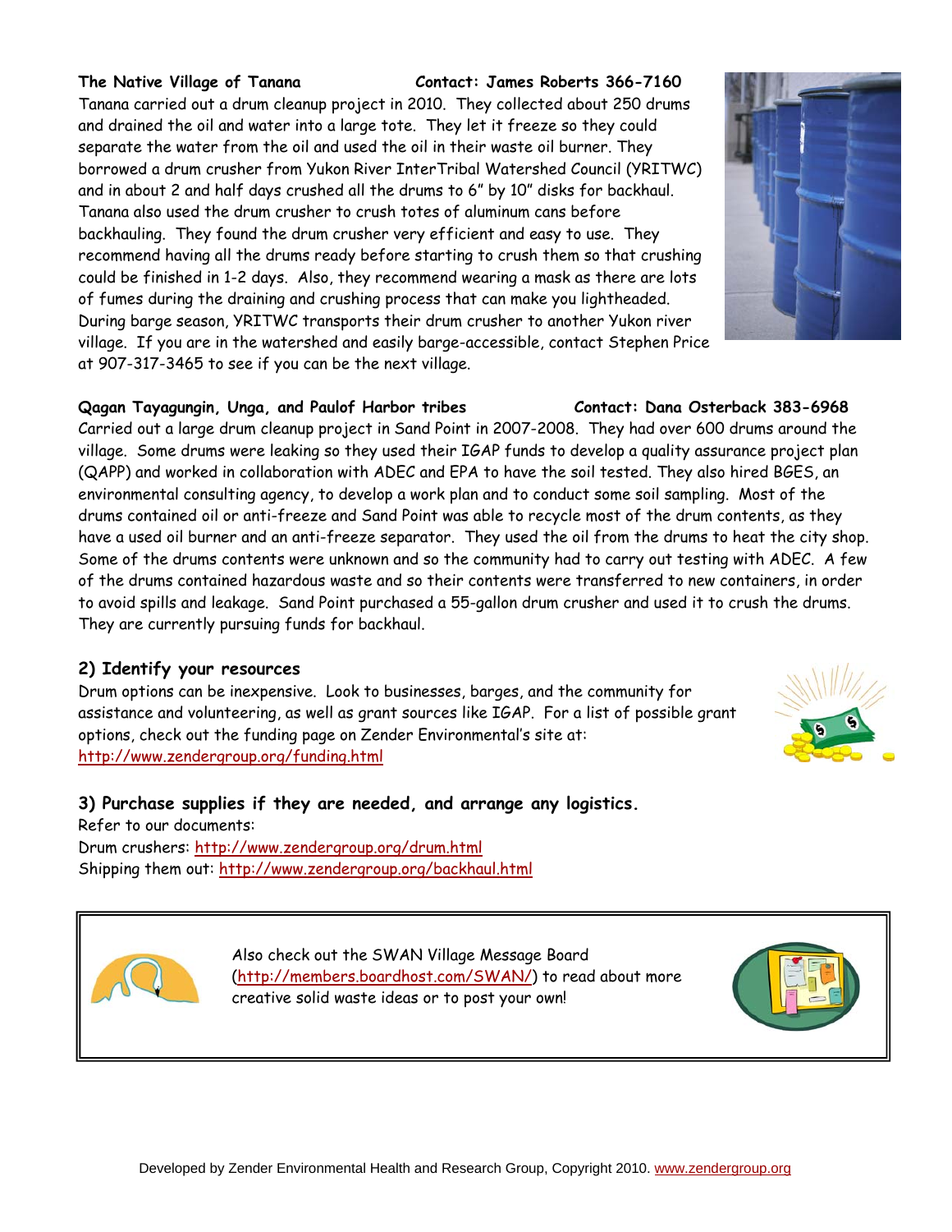**The Native Village of Tanana** **Contact: James Roberts 366-7160**

Tanana carried out a drum cleanup project in 2010. They collected about 250 drums and drained the oil and water into a large tote. They let it freeze so they could separate the water from the oil and used the oil in their waste oil burner. They borrowed a drum crusher from Yukon River InterTribal Watershed Council (YRITWC) and in about 2 and half days crushed all the drums to 6" by 10" disks for backhaul. Tanana also used the drum crusher to crush totes of aluminum cans before backhauling. They found the drum crusher very efficient and easy to use. They recommend having all the drums ready before starting to crush them so that crushing could be finished in 1-2 days. Also, they recommend wearing a mask as there are lots of fumes during the draining and crushing process that can make you lightheaded. During barge season, YRITWC transports their drum crusher to another Yukon river village. If you are in the watershed and easily barge-accessible, contact Stephen Price at 907-317-3465 to see if you can be the next village.

**Qagan Tayagungin, Unga, and Paulof Harbor tribes** **Contact: Dana Osterback 383-6968**

Carried out a large drum cleanup project in Sand Point in 2007-2008. They had over 600 drums around the village. Some drums were leaking so they used their IGAP funds to develop a quality assurance project plan (QAPP) and worked in collaboration with ADEC and EPA to have the soil tested. They also hired BGES, an environmental consulting agency, to develop a work plan and to conduct some soil sampling. Most of the drums contained oil or anti-freeze and Sand Point was able to recycle most of the drum contents, as they have a used oil burner and an anti-freeze separator. They used the oil from the drums to heat the city shop. Some of the drums contents were unknown and so the community had to carry out testing with ADEC. A few of the drums contained hazardous waste and so their contents were transferred to new containers, in order to avoid spills and leakage. Sand Point purchased a 55-gallon drum crusher and used it to crush the drums. They are currently pursuing funds for backhaul.

### 2) Identify your resources

Drum options can be inexpensive. Look to businesses, barges, and the community for assistance and volunteering, as well as grant sources like IGAP. For a list of possible grant options, check out the funding page on Zender Environmental's site at: http://www.zendergroup.org/funding.html

### 3) Purchase supplies if they are needed, and arrange any logistics.

Refer to our documents:

Drum crushers: http://www.zendergroup.org/drum.html

Shipping them out: http://www.zendergroup.org/backhaul.html

Also check out the SWAN Village Message Board (http://members.boardhost.com/SWAN/) to read about more creative solid waste ideas or to post your own!

Developed by Zender Environmental Health and Research Group, Copyright 2010. www.zendergroup.org